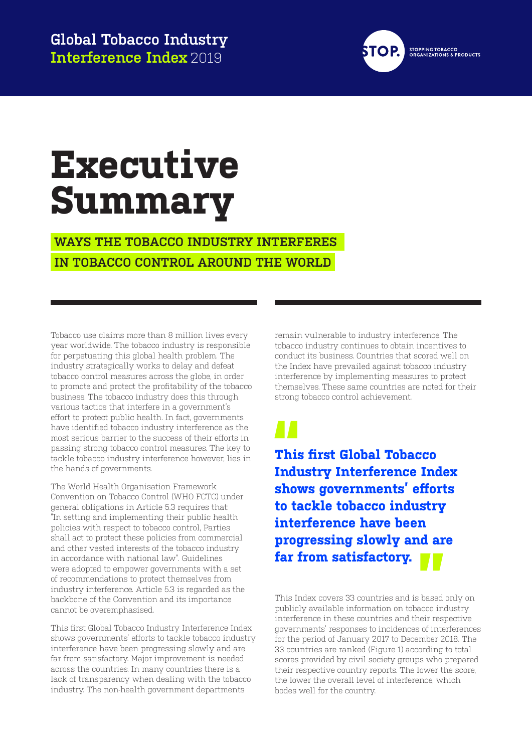Global Tobacco Industry **Interference Index** 2019

STOP. STOPPING TOBACCO ORGANIZATIONS & PRODUCTS

# Executive Summary

## WAYS THE TOBACCO INDUSTRY INTERFERES IN TOBACCO CONTROL AROUND THE WORLD

Tobacco use claims more than 8 million lives every year worldwide. The tobacco industry is responsible for perpetuating this global health problem. The industry strategically works to delay and defeat tobacco control measures across the globe, in order to promote and protect the profitability of the tobacco business. The tobacco industry does this through various tactics that interfere in a government's effort to protect public health. In fact, governments have identified tobacco industry interference as the most serious barrier to the success of their efforts in passing strong tobacco control measures. The key to tackle tobacco industry interference however, lies in the hands of governments.

The World Health Organisation Framework Convention on Tobacco Control (WHO FCTC) under general obligations in Article 5.3 requires that: "In setting and implementing their public health policies with respect to tobacco control, Parties shall act to protect these policies from commercial and other vested interests of the tobacco industry in accordance with national law". Guidelines were adopted to empower governments with a set of recommendations to protect themselves from industry interference. Article 5.3 is regarded as the backbone of the Convention and its importance cannot be overemphasised.

This first Global Tobacco Industry Interference Index shows governments' efforts to tackle tobacco industry interference have been progressing slowly and are far from satisfactory. Major improvement is needed across the countries. In many countries there is a lack of transparency when dealing with the tobacco industry. The non-health government departments remain vulnerable to industry interference. The tobacco industry continues to obtain incentives to conduct its business. Countries that scored well on the Index have prevailed against tobacco industry interference by implementing measures to protect themselves. These same countries are noted for their strong tobacco control achievement.

> **"This first Global Tobacco Industry Interference Index shows governments' efforts to tackle tobacco industry interference have been progressing slowly and are far from satisfactory."**

This Index covers 33 countries and is based only on publicly available information on tobacco industry interference in these countries and their respective governments' responses to incidences of interferences for the period of January 2017 to December 2018. The 33 countries are ranked (Figure 1) according to total scores provided by civil society groups who prepared their respective country reports. The lower the score, the lower the overall level of interference, which bodes well for the country.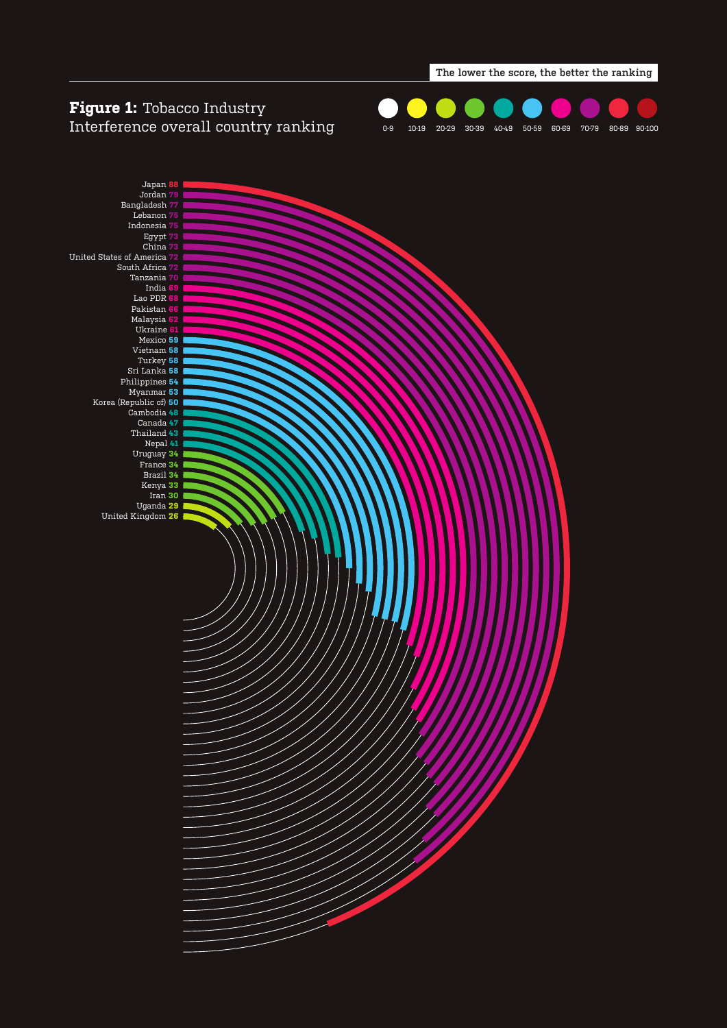The lower the score, the better the ranking

**Figure 1:** Tobacco Industry Interference overall country ranking

Legend: 0-9 | 10-19 | 20-29 | 30-39 | 40-49 | 50-59 | 60-69 | 70-79 | 80-89 | 90-100

| Country | Score |
|---|---|
| Japan | 88 |
| Jordan | 79 |
| Bangladesh | 77 |
| Lebanon | 75 |
| Indonesia | 75 |
| Egypt | 73 |
| China | 73 |
| United States of America | 72 |
| South Africa | 72 |
| Tanzania | 70 |
| India | 69 |
| Lao PDR | 68 |
| Pakistan | 66 |
| Malaysia | 62 |
| Ukraine | 61 |
| Mexico | 59 |
| Vietnam | 58 |
| Turkey | 58 |
| Sri Lanka | 58 |
| Philippines | 54 |
| Myanmar | 53 |
| Korea (Republic of) | 50 |
| Cambodia | 48 |
| Canada | 47 |
| Thailand | 43 |
| Nepal | 41 |
| Uruguay | 34 |
| France | 34 |
| Brazil | 34 |
| Kenya | 33 |
| Iran | 30 |
| Uganda | 29 |
| United Kingdom | 26 |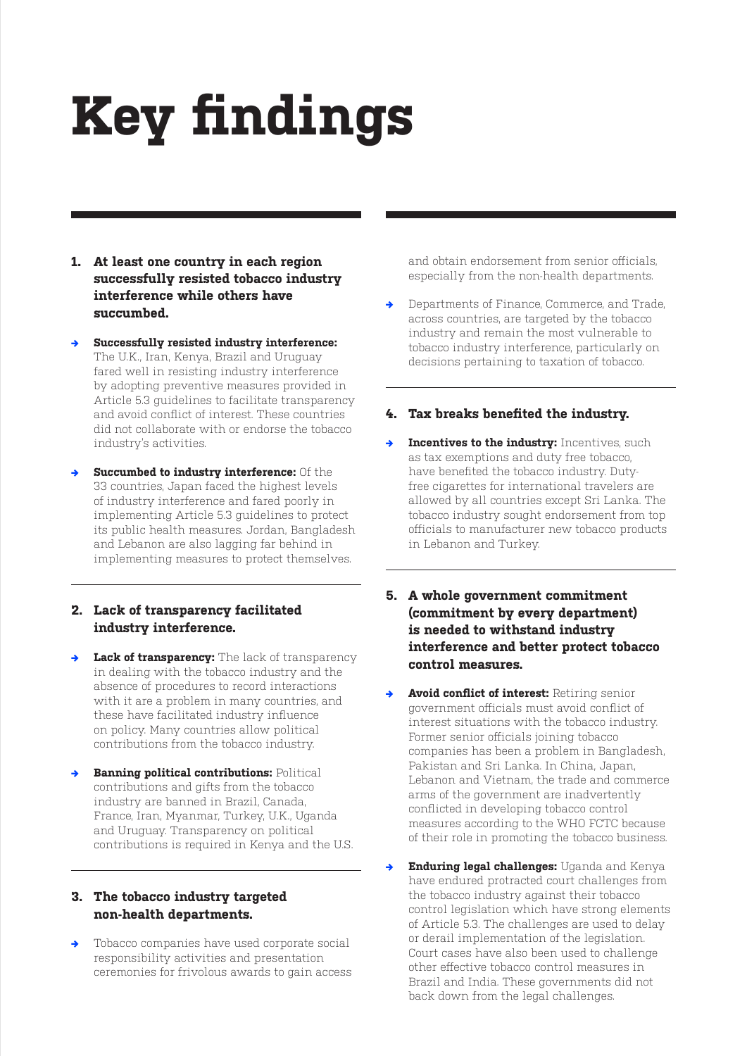# Key findings

**1. At least one country in each region successfully resisted tobacco industry interference while others have succumbed.**

- **Successfully resisted industry interference:** The U.K., Iran, Kenya, Brazil and Uruguay fared well in resisting industry interference by adopting preventive measures provided in Article 5.3 guidelines to facilitate transparency and avoid conflict of interest. These countries did not collaborate with or endorse the tobacco industry's activities.

- **Succumbed to industry interference:** Of the 33 countries, Japan faced the highest levels of industry interference and fared poorly in implementing Article 5.3 guidelines to protect its public health measures. Jordan, Bangladesh and Lebanon are also lagging far behind in implementing measures to protect themselves.

**2. Lack of transparency facilitated industry interference.**

- **Lack of transparency:** The lack of transparency in dealing with the tobacco industry and the absence of procedures to record interactions with it are a problem in many countries, and these have facilitated industry influence on policy. Many countries allow political contributions from the tobacco industry.

- **Banning political contributions:** Political contributions and gifts from the tobacco industry are banned in Brazil, Canada, France, Iran, Myanmar, Turkey, U.K., Uganda and Uruguay. Transparency on political contributions is required in Kenya and the U.S.

**3. The tobacco industry targeted non-health departments.**

- Tobacco companies have used corporate social responsibility activities and presentation ceremonies for frivolous awards to gain access and obtain endorsement from senior officials, especially from the non-health departments.

- Departments of Finance, Commerce, and Trade, across countries, are targeted by the tobacco industry and remain the most vulnerable to tobacco industry interference, particularly on decisions pertaining to taxation of tobacco.

**4. Tax breaks benefited the industry.**

- **Incentives to the industry:** Incentives, such as tax exemptions and duty free tobacco, have benefited the tobacco industry. Duty-free cigarettes for international travelers are allowed by all countries except Sri Lanka. The tobacco industry sought endorsement from top officials to manufacturer new tobacco products in Lebanon and Turkey.

**5. A whole government commitment (commitment by every department) is needed to withstand industry interference and better protect tobacco control measures.**

- **Avoid conflict of interest:** Retiring senior government officials must avoid conflict of interest situations with the tobacco industry. Former senior officials joining tobacco companies has been a problem in Bangladesh, Pakistan and Sri Lanka. In China, Japan, Lebanon and Vietnam, the trade and commerce arms of the government are inadvertently conflicted in developing tobacco control measures according to the WHO FCTC because of their role in promoting the tobacco business.

- **Enduring legal challenges:** Uganda and Kenya have endured protracted court challenges from the tobacco industry against their tobacco control legislation which have strong elements of Article 5.3. The challenges are used to delay or derail implementation of the legislation. Court cases have also been used to challenge other effective tobacco control measures in Brazil and India. These governments did not back down from the legal challenges.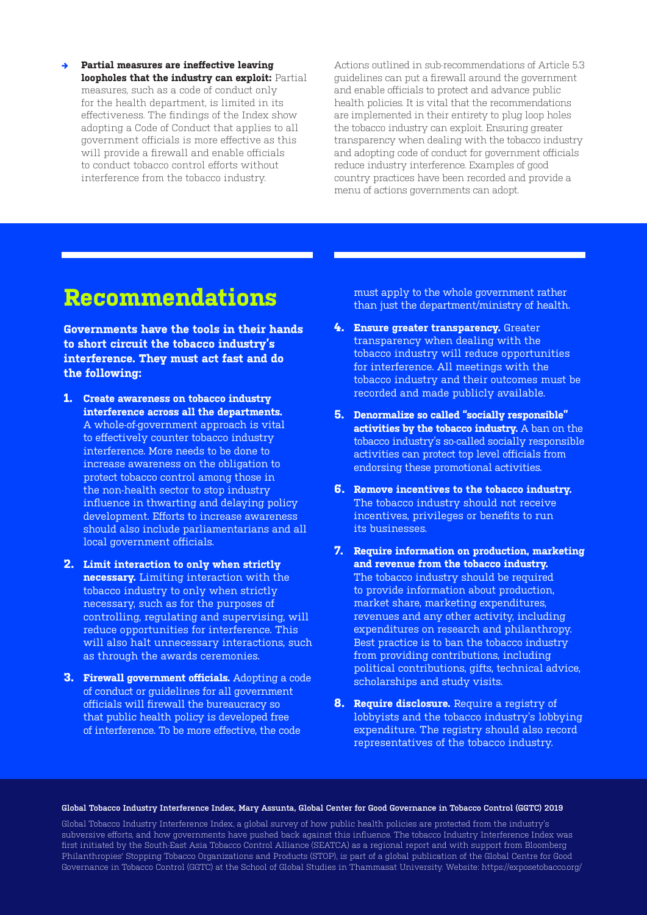- **Partial measures are ineffective leaving loopholes that the industry can exploit:** Partial measures, such as a code of conduct only for the health department, is limited in its effectiveness. The findings of the Index show adopting a Code of Conduct that applies to all government officials is more effective as this will provide a firewall and enable officials to conduct tobacco control efforts without interference from the tobacco industry.

Actions outlined in sub-recommendations of Article 5.3 guidelines can put a firewall around the government and enable officials to protect and advance public health policies. It is vital that the recommendations are implemented in their entirety to plug loop holes the tobacco industry can exploit. Ensuring greater transparency when dealing with the tobacco industry and adopting code of conduct for government officials reduce industry interference. Examples of good country practices have been recorded and provide a menu of actions governments can adopt.

# Recommendations

**Governments have the tools in their hands to short circuit the tobacco industry's interference. They must act fast and do the following:**

1. **Create awareness on tobacco industry interference across all the departments.** A whole-of-government approach is vital to effectively counter tobacco industry interference. More needs to be done to increase awareness on the obligation to protect tobacco control among those in the non-health sector to stop industry influence in thwarting and delaying policy development. Efforts to increase awareness should also include parliamentarians and all local government officials.
2. **Limit interaction to only when strictly necessary.** Limiting interaction with the tobacco industry to only when strictly necessary, such as for the purposes of controlling, regulating and supervising, will reduce opportunities for interference. This will also halt unnecessary interactions, such as through the awards ceremonies.
3. **Firewall government officials.** Adopting a code of conduct or guidelines for all government officials will firewall the bureaucracy so that public health policy is developed free of interference. To be more effective, the code must apply to the whole government rather than just the department/ministry of health.
4. **Ensure greater transparency.** Greater transparency when dealing with the tobacco industry will reduce opportunities for interference. All meetings with the tobacco industry and their outcomes must be recorded and made publicly available.
5. **Denormalize so called "socially responsible" activities by the tobacco industry.** A ban on the tobacco industry's so-called socially responsible activities can protect top level officials from endorsing these promotional activities.
6. **Remove incentives to the tobacco industry.** The tobacco industry should not receive incentives, privileges or benefits to run its businesses.
7. **Require information on production, marketing and revenue from the tobacco industry.** The tobacco industry should be required to provide information about production, market share, marketing expenditures, revenues and any other activity, including expenditures on research and philanthropy. Best practice is to ban the tobacco industry from providing contributions, including political contributions, gifts, technical advice, scholarships and study visits.
8. **Require disclosure.** Require a registry of lobbyists and the tobacco industry's lobbying expenditure. The registry should also record representatives of the tobacco industry.

**Global Tobacco Industry Interference Index, Mary Assunta, Global Center for Good Governance in Tobacco Control (GGTC) 2019**

Global Tobacco Industry Interference Index, a global survey of how public health policies are protected from the industry's subversive efforts, and how governments have pushed back against this influence. The tobacco Industry Interference Index was first initiated by the South-East Asia Tobacco Control Alliance (SEATCA) as a regional report and with support from Bloomberg Philanthropies' Stopping Tobacco Organizations and Products (STOP), is part of a global publication of the Global Centre for Good Governance in Tobacco Control (GGTC) at the School of Global Studies in Thammasat University. Website: https://exposetobacco.org/